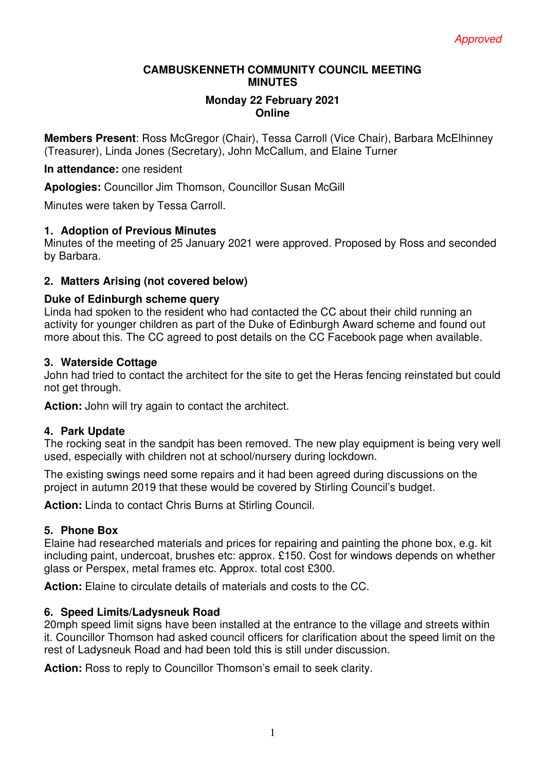*Approved*

# CAMBUSKENNETH COMMUNITY COUNCIL MEETING MINUTES

**Monday 22 February 2021**
**Online**

**Members Present**: Ross McGregor (Chair), Tessa Carroll (Vice Chair), Barbara McElhinney (Treasurer), Linda Jones (Secretary), John McCallum, and Elaine Turner

**In attendance:** one resident

**Apologies:** Councillor Jim Thomson, Councillor Susan McGill

Minutes were taken by Tessa Carroll.

## 1. Adoption of Previous Minutes

Minutes of the meeting of 25 January 2021 were approved. Proposed by Ross and seconded by Barbara.

## 2. Matters Arising (not covered below)

### Duke of Edinburgh scheme query

Linda had spoken to the resident who had contacted the CC about their child running an activity for younger children as part of the Duke of Edinburgh Award scheme and found out more about this. The CC agreed to post details on the CC Facebook page when available.

## 3. Waterside Cottage

John had tried to contact the architect for the site to get the Heras fencing reinstated but could not get through.

**Action:** John will try again to contact the architect.

## 4. Park Update

The rocking seat in the sandpit has been removed. The new play equipment is being very well used, especially with children not at school/nursery during lockdown.

The existing swings need some repairs and it had been agreed during discussions on the project in autumn 2019 that these would be covered by Stirling Council's budget.

**Action:** Linda to contact Chris Burns at Stirling Council.

## 5. Phone Box

Elaine had researched materials and prices for repairing and painting the phone box, e.g. kit including paint, undercoat, brushes etc: approx. £150. Cost for windows depends on whether glass or Perspex, metal frames etc. Approx. total cost £300.

**Action:** Elaine to circulate details of materials and costs to the CC.

## 6. Speed Limits/Ladysneuk Road

20mph speed limit signs have been installed at the entrance to the village and streets within it. Councillor Thomson had asked council officers for clarification about the speed limit on the rest of Ladysneuk Road and had been told this is still under discussion.

**Action:** Ross to reply to Councillor Thomson's email to seek clarity.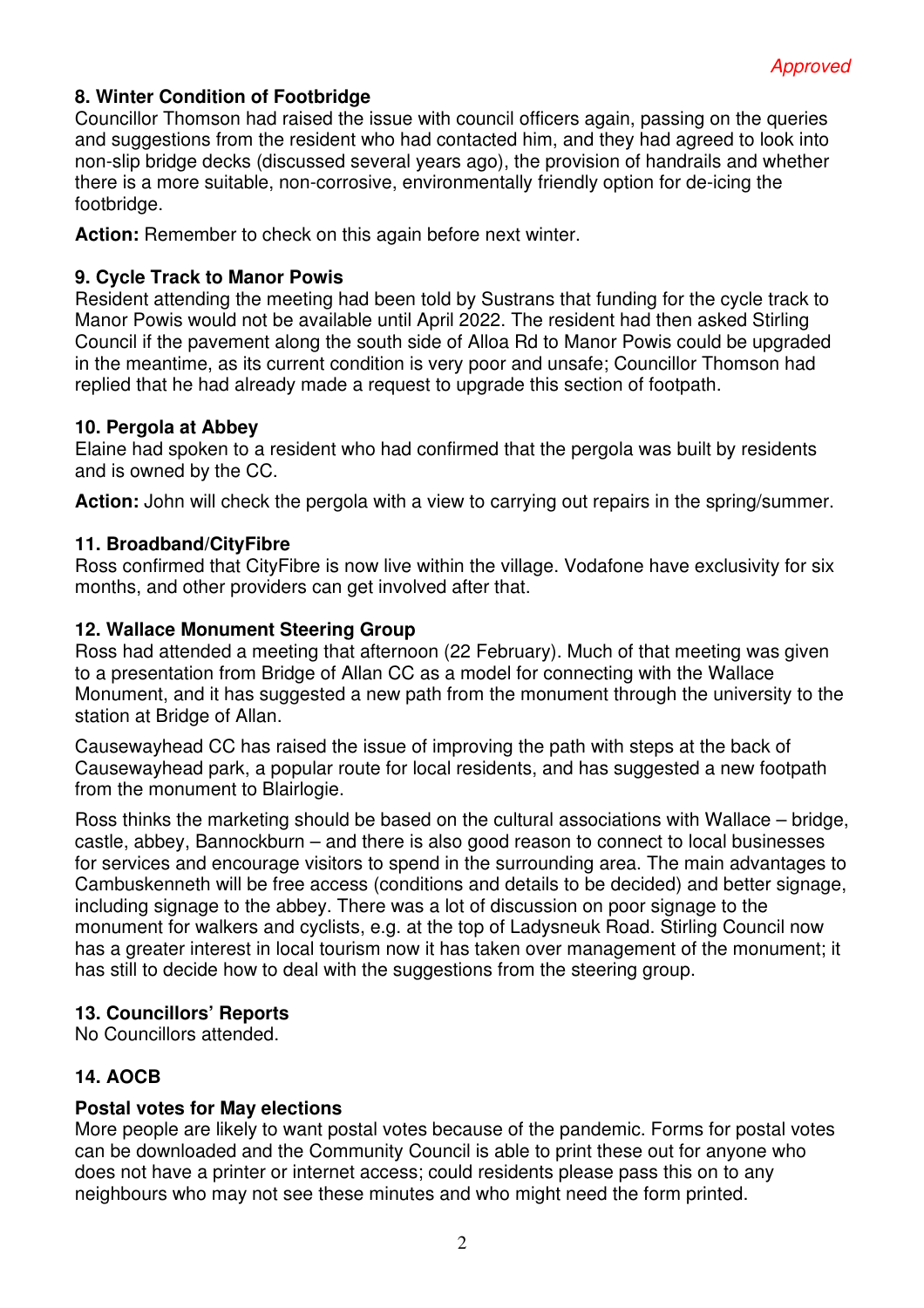*Approved*

**8. Winter Condition of Footbridge**

Councillor Thomson had raised the issue with council officers again, passing on the queries and suggestions from the resident who had contacted him, and they had agreed to look into non-slip bridge decks (discussed several years ago), the provision of handrails and whether there is a more suitable, non-corrosive, environmentally friendly option for de-icing the footbridge.

**Action:** Remember to check on this again before next winter.

**9. Cycle Track to Manor Powis**

Resident attending the meeting had been told by Sustrans that funding for the cycle track to Manor Powis would not be available until April 2022. The resident had then asked Stirling Council if the pavement along the south side of Alloa Rd to Manor Powis could be upgraded in the meantime, as its current condition is very poor and unsafe; Councillor Thomson had replied that he had already made a request to upgrade this section of footpath.

**10. Pergola at Abbey**

Elaine had spoken to a resident who had confirmed that the pergola was built by residents and is owned by the CC.

**Action:** John will check the pergola with a view to carrying out repairs in the spring/summer.

**11. Broadband/CityFibre**

Ross confirmed that CityFibre is now live within the village. Vodafone have exclusivity for six months, and other providers can get involved after that.

**12. Wallace Monument Steering Group**

Ross had attended a meeting that afternoon (22 February). Much of that meeting was given to a presentation from Bridge of Allan CC as a model for connecting with the Wallace Monument, and it has suggested a new path from the monument through the university to the station at Bridge of Allan.

Causewayhead CC has raised the issue of improving the path with steps at the back of Causewayhead park, a popular route for local residents, and has suggested a new footpath from the monument to Blairlogie.

Ross thinks the marketing should be based on the cultural associations with Wallace – bridge, castle, abbey, Bannockburn – and there is also good reason to connect to local businesses for services and encourage visitors to spend in the surrounding area. The main advantages to Cambuskenneth will be free access (conditions and details to be decided) and better signage, including signage to the abbey. There was a lot of discussion on poor signage to the monument for walkers and cyclists, e.g. at the top of Ladysneuk Road. Stirling Council now has a greater interest in local tourism now it has taken over management of the monument; it has still to decide how to deal with the suggestions from the steering group.

**13. Councillors' Reports**

No Councillors attended.

**14. AOCB**

**Postal votes for May elections**

More people are likely to want postal votes because of the pandemic. Forms for postal votes can be downloaded and the Community Council is able to print these out for anyone who does not have a printer or internet access; could residents please pass this on to any neighbours who may not see these minutes and who might need the form printed.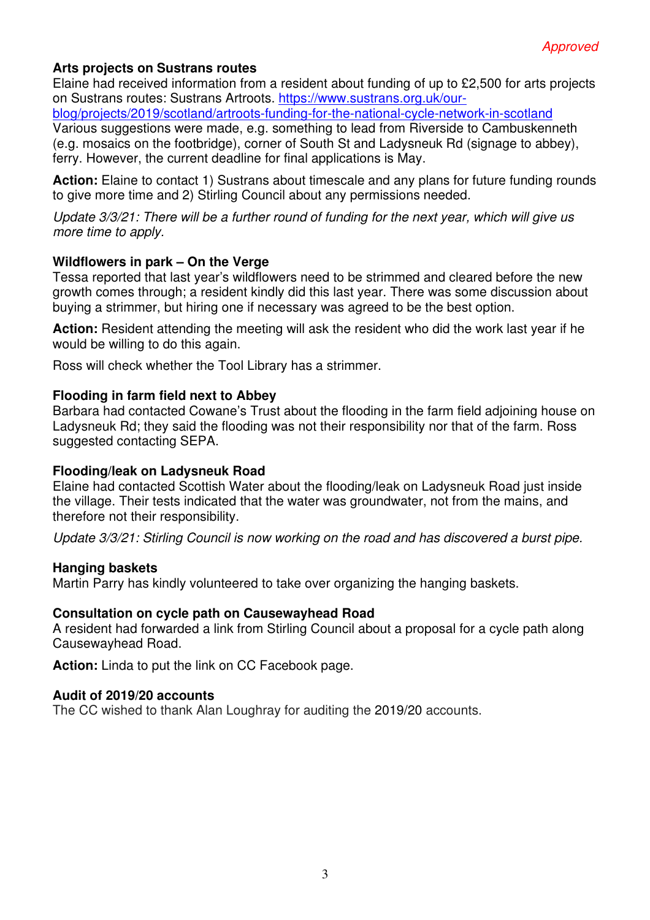*Approved*

**Arts projects on Sustrans routes**

Elaine had received information from a resident about funding of up to £2,500 for arts projects on Sustrans routes: Sustrans Artroots. https://www.sustrans.org.uk/our-blog/projects/2019/scotland/artroots-funding-for-the-national-cycle-network-in-scotland

Various suggestions were made, e.g. something to lead from Riverside to Cambuskenneth (e.g. mosaics on the footbridge), corner of South St and Ladysneuk Rd (signage to abbey), ferry. However, the current deadline for final applications is May.

**Action:** Elaine to contact 1) Sustrans about timescale and any plans for future funding rounds to give more time and 2) Stirling Council about any permissions needed.

*Update 3/3/21: There will be a further round of funding for the next year, which will give us more time to apply.*

**Wildflowers in park – On the Verge**

Tessa reported that last year's wildflowers need to be strimmed and cleared before the new growth comes through; a resident kindly did this last year. There was some discussion about buying a strimmer, but hiring one if necessary was agreed to be the best option.

**Action:** Resident attending the meeting will ask the resident who did the work last year if he would be willing to do this again.

Ross will check whether the Tool Library has a strimmer.

**Flooding in farm field next to Abbey**

Barbara had contacted Cowane's Trust about the flooding in the farm field adjoining house on Ladysneuk Rd; they said the flooding was not their responsibility nor that of the farm. Ross suggested contacting SEPA.

**Flooding/leak on Ladysneuk Road**

Elaine had contacted Scottish Water about the flooding/leak on Ladysneuk Road just inside the village. Their tests indicated that the water was groundwater, not from the mains, and therefore not their responsibility.

*Update 3/3/21: Stirling Council is now working on the road and has discovered a burst pipe.*

**Hanging baskets**

Martin Parry has kindly volunteered to take over organizing the hanging baskets.

**Consultation on cycle path on Causewayhead Road**

A resident had forwarded a link from Stirling Council about a proposal for a cycle path along Causewayhead Road.

**Action:** Linda to put the link on CC Facebook page.

**Audit of 2019/20 accounts**

The CC wished to thank Alan Loughray for auditing the 2019/20 accounts.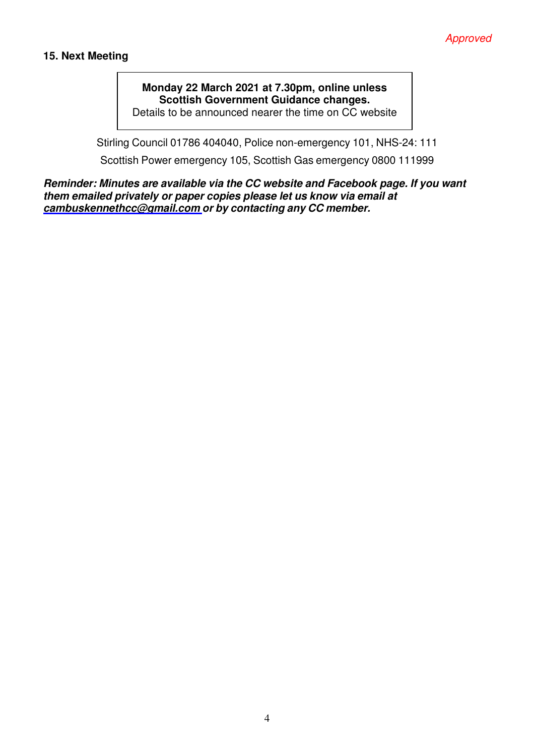*Approved*

## 15. Next Meeting

**Monday 22 March 2021 at 7.30pm, online unless Scottish Government Guidance changes.**
Details to be announced nearer the time on CC website

Stirling Council 01786 404040, Police non-emergency 101, NHS-24: 111

Scottish Power emergency 105, Scottish Gas emergency 0800 111999

***Reminder: Minutes are available via the CC website and Facebook page. If you want them emailed privately or paper copies please let us know via email at cambuskennethcc@gmail.com or by contacting any CC member.***